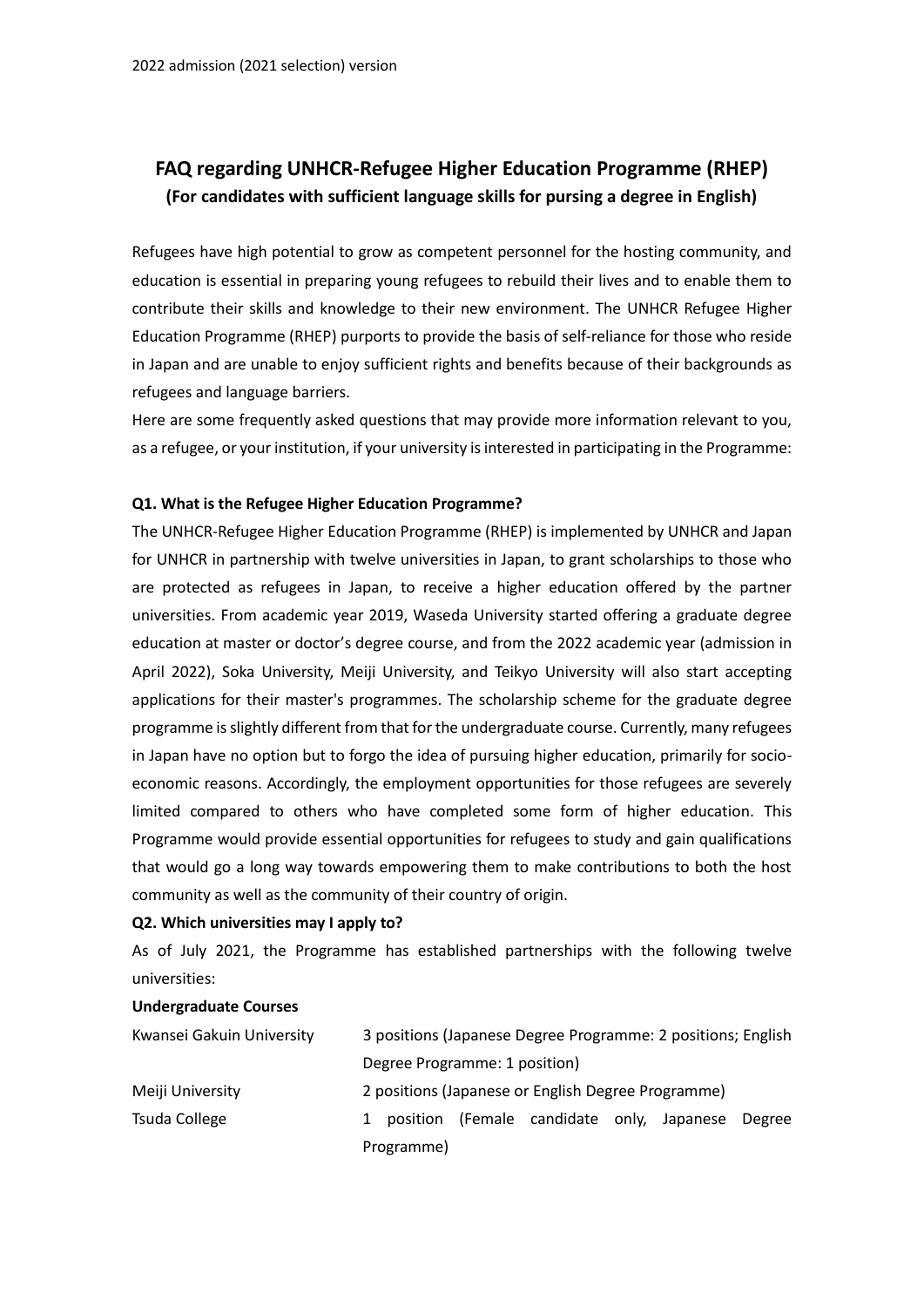2022 admission (2021 selection) version

# FAQ regarding UNHCR-Refugee Higher Education Programme (RHEP)

**(For candidates with sufficient language skills for pursing a degree in English)**

Refugees have high potential to grow as competent personnel for the hosting community, and education is essential in preparing young refugees to rebuild their lives and to enable them to contribute their skills and knowledge to their new environment. The UNHCR Refugee Higher Education Programme (RHEP) purports to provide the basis of self-reliance for those who reside in Japan and are unable to enjoy sufficient rights and benefits because of their backgrounds as refugees and language barriers.

Here are some frequently asked questions that may provide more information relevant to you, as a refugee, or your institution, if your university is interested in participating in the Programme:

**Q1. What is the Refugee Higher Education Programme?**

The UNHCR-Refugee Higher Education Programme (RHEP) is implemented by UNHCR and Japan for UNHCR in partnership with twelve universities in Japan, to grant scholarships to those who are protected as refugees in Japan, to receive a higher education offered by the partner universities. From academic year 2019, Waseda University started offering a graduate degree education at master or doctor's degree course, and from the 2022 academic year (admission in April 2022), Soka University, Meiji University, and Teikyo University will also start accepting applications for their master's programmes. The scholarship scheme for the graduate degree programme is slightly different from that for the undergraduate course. Currently, many refugees in Japan have no option but to forgo the idea of pursuing higher education, primarily for socio-economic reasons. Accordingly, the employment opportunities for those refugees are severely limited compared to others who have completed some form of higher education. This Programme would provide essential opportunities for refugees to study and gain qualifications that would go a long way towards empowering them to make contributions to both the host community as well as the community of their country of origin.

**Q2. Which universities may I apply to?**

As of July 2021, the Programme has established partnerships with the following twelve universities:

**Undergraduate Courses**

| | |
|---|---|
| Kwansei Gakuin University | 3 positions (Japanese Degree Programme: 2 positions; English Degree Programme: 1 position) |
| Meiji University | 2 positions (Japanese or English Degree Programme) |
| Tsuda College | 1 position (Female candidate only, Japanese Degree Programme) |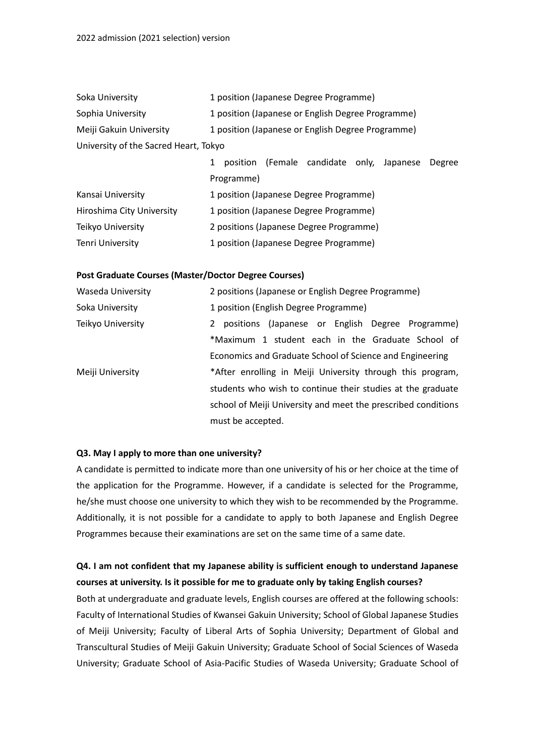2022 admission (2021 selection) version

| | |
|---|---|
| Soka University | 1 position (Japanese Degree Programme) |
| Sophia University | 1 position (Japanese or English Degree Programme) |
| Meiji Gakuin University | 1 position (Japanese or English Degree Programme) |
| University of the Sacred Heart, Tokyo | 1 position (Female candidate only, Japanese Degree Programme) |
| Kansai University | 1 position (Japanese Degree Programme) |
| Hiroshima City University | 1 position (Japanese Degree Programme) |
| Teikyo University | 2 positions (Japanese Degree Programme) |
| Tenri University | 1 position (Japanese Degree Programme) |

**Post Graduate Courses (Master/Doctor Degree Courses)**

| | |
|---|---|
| Waseda University | 2 positions (Japanese or English Degree Programme) |
| Soka University | 1 position (English Degree Programme) |
| Teikyo University | 2 positions (Japanese or English Degree Programme) *Maximum 1 student each in the Graduate School of Economics and Graduate School of Science and Engineering |
| Meiji University | *After enrolling in Meiji University through this program, students who wish to continue their studies at the graduate school of Meiji University and meet the prescribed conditions must be accepted. |

**Q3. May I apply to more than one university?**

A candidate is permitted to indicate more than one university of his or her choice at the time of the application for the Programme. However, if a candidate is selected for the Programme, he/she must choose one university to which they wish to be recommended by the Programme. Additionally, it is not possible for a candidate to apply to both Japanese and English Degree Programmes because their examinations are set on the same time of a same date.

**Q4. I am not confident that my Japanese ability is sufficient enough to understand Japanese courses at university. Is it possible for me to graduate only by taking English courses?**

Both at undergraduate and graduate levels, English courses are offered at the following schools: Faculty of International Studies of Kwansei Gakuin University; School of Global Japanese Studies of Meiji University; Faculty of Liberal Arts of Sophia University; Department of Global and Transcultural Studies of Meiji Gakuin University; Graduate School of Social Sciences of Waseda University; Graduate School of Asia-Pacific Studies of Waseda University; Graduate School of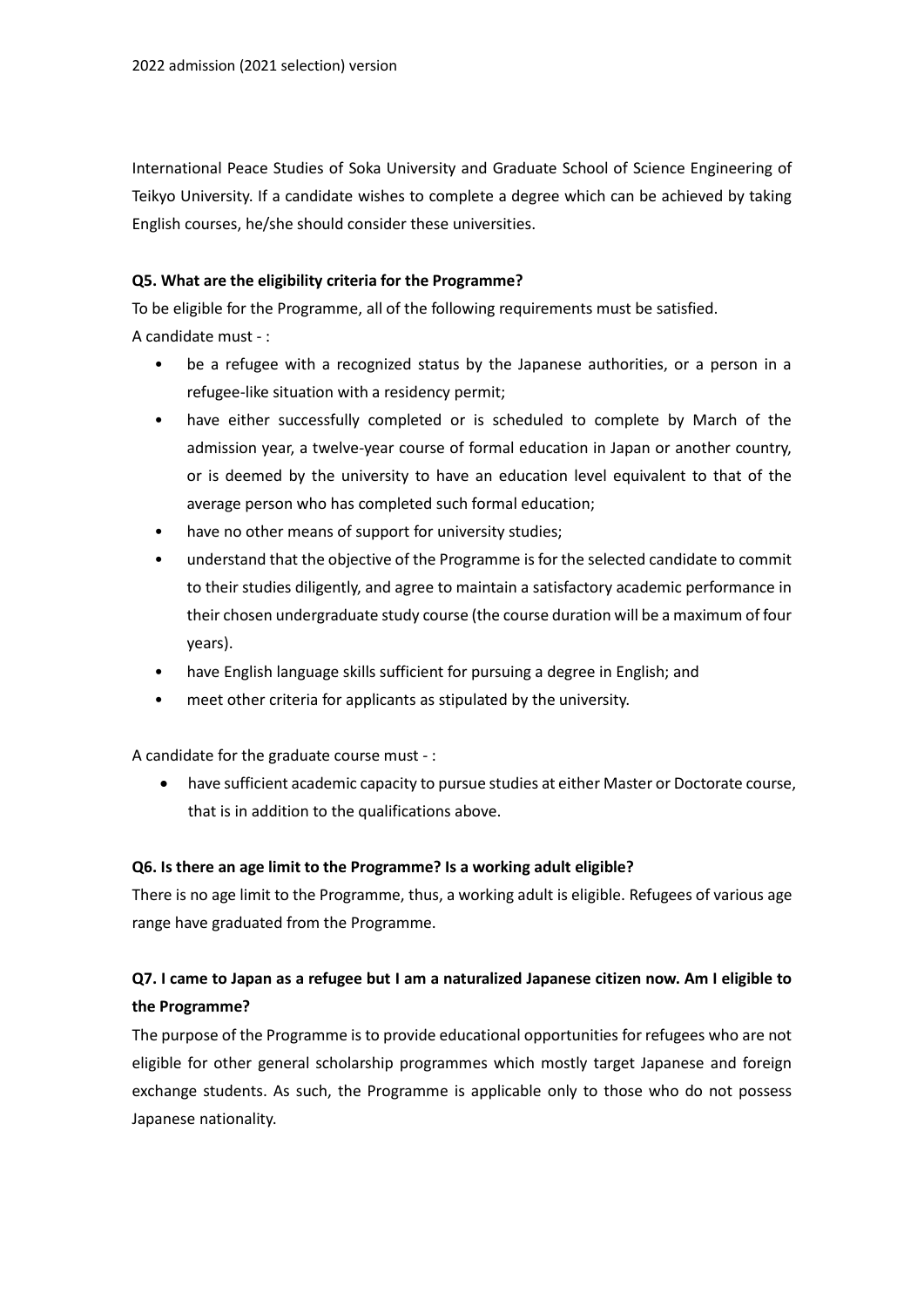International Peace Studies of Soka University and Graduate School of Science Engineering of Teikyo University. If a candidate wishes to complete a degree which can be achieved by taking English courses, he/she should consider these universities.

**Q5. What are the eligibility criteria for the Programme?**

To be eligible for the Programme, all of the following requirements must be satisfied.

A candidate must - :

- be a refugee with a recognized status by the Japanese authorities, or a person in a refugee-like situation with a residency permit;
- have either successfully completed or is scheduled to complete by March of the admission year, a twelve-year course of formal education in Japan or another country, or is deemed by the university to have an education level equivalent to that of the average person who has completed such formal education;
- have no other means of support for university studies;
- understand that the objective of the Programme is for the selected candidate to commit to their studies diligently, and agree to maintain a satisfactory academic performance in their chosen undergraduate study course (the course duration will be a maximum of four years).
- have English language skills sufficient for pursuing a degree in English; and
- meet other criteria for applicants as stipulated by the university.

A candidate for the graduate course must - :

- have sufficient academic capacity to pursue studies at either Master or Doctorate course, that is in addition to the qualifications above.

**Q6. Is there an age limit to the Programme? Is a working adult eligible?**

There is no age limit to the Programme, thus, a working adult is eligible. Refugees of various age range have graduated from the Programme.

**Q7. I came to Japan as a refugee but I am a naturalized Japanese citizen now. Am I eligible to the Programme?**

The purpose of the Programme is to provide educational opportunities for refugees who are not eligible for other general scholarship programmes which mostly target Japanese and foreign exchange students. As such, the Programme is applicable only to those who do not possess Japanese nationality.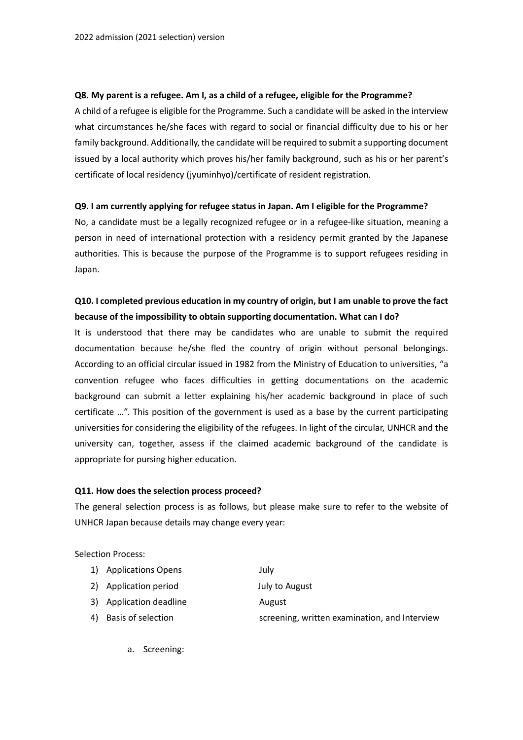**Q8. My parent is a refugee. Am I, as a child of a refugee, eligible for the Programme?**

A child of a refugee is eligible for the Programme. Such a candidate will be asked in the interview what circumstances he/she faces with regard to social or financial difficulty due to his or her family background. Additionally, the candidate will be required to submit a supporting document issued by a local authority which proves his/her family background, such as his or her parent's certificate of local residency (jyuminhyo)/certificate of resident registration.

**Q9. I am currently applying for refugee status in Japan. Am I eligible for the Programme?**

No, a candidate must be a legally recognized refugee or in a refugee-like situation, meaning a person in need of international protection with a residency permit granted by the Japanese authorities. This is because the purpose of the Programme is to support refugees residing in Japan.

**Q10. I completed previous education in my country of origin, but I am unable to prove the fact because of the impossibility to obtain supporting documentation. What can I do?**

It is understood that there may be candidates who are unable to submit the required documentation because he/she fled the country of origin without personal belongings. According to an official circular issued in 1982 from the Ministry of Education to universities, "a convention refugee who faces difficulties in getting documentations on the academic background can submit a letter explaining his/her academic background in place of such certificate …". This position of the government is used as a base by the current participating universities for considering the eligibility of the refugees. In light of the circular, UNHCR and the university can, together, assess if the claimed academic background of the candidate is appropriate for pursing higher education.

**Q11. How does the selection process proceed?**

The general selection process is as follows, but please make sure to refer to the website of UNHCR Japan because details may change every year:

Selection Process:

1) Applications Opens — July
2) Application period — July to August
3) Application deadline — August
4) Basis of selection — screening, written examination, and Interview

    a. Screening: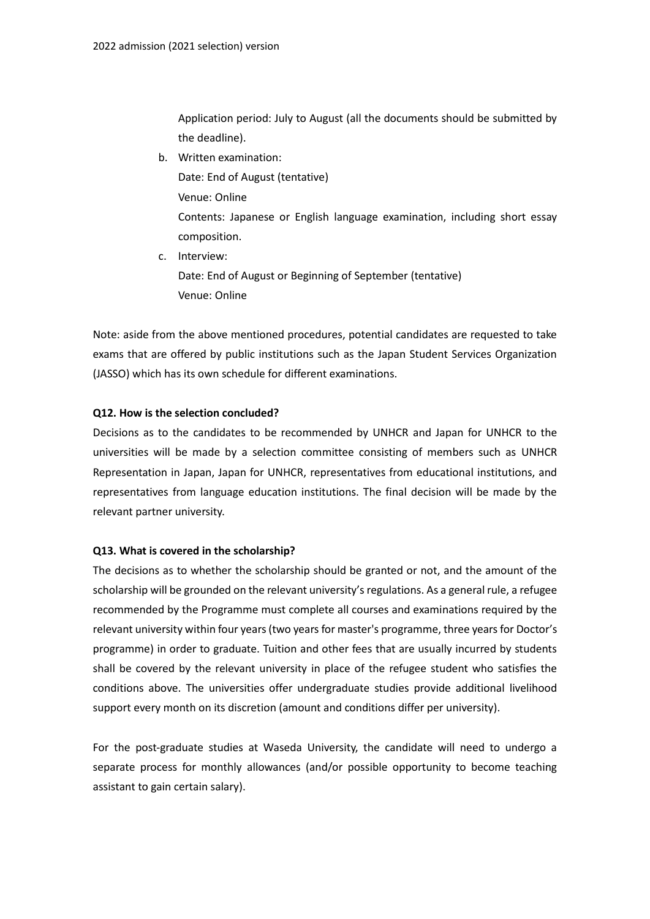Application period: July to August (all the documents should be submitted by the deadline).

b. Written examination:
   Date: End of August (tentative)
   Venue: Online
   Contents: Japanese or English language examination, including short essay composition.
c. Interview:
   Date: End of August or Beginning of September (tentative)
   Venue: Online

Note: aside from the above mentioned procedures, potential candidates are requested to take exams that are offered by public institutions such as the Japan Student Services Organization (JASSO) which has its own schedule for different examinations.

**Q12. How is the selection concluded?**

Decisions as to the candidates to be recommended by UNHCR and Japan for UNHCR to the universities will be made by a selection committee consisting of members such as UNHCR Representation in Japan, Japan for UNHCR, representatives from educational institutions, and representatives from language education institutions. The final decision will be made by the relevant partner university.

**Q13. What is covered in the scholarship?**

The decisions as to whether the scholarship should be granted or not, and the amount of the scholarship will be grounded on the relevant university's regulations. As a general rule, a refugee recommended by the Programme must complete all courses and examinations required by the relevant university within four years (two years for master's programme, three years for Doctor's programme) in order to graduate. Tuition and other fees that are usually incurred by students shall be covered by the relevant university in place of the refugee student who satisfies the conditions above. The universities offer undergraduate studies provide additional livelihood support every month on its discretion (amount and conditions differ per university).

For the post-graduate studies at Waseda University, the candidate will need to undergo a separate process for monthly allowances (and/or possible opportunity to become teaching assistant to gain certain salary).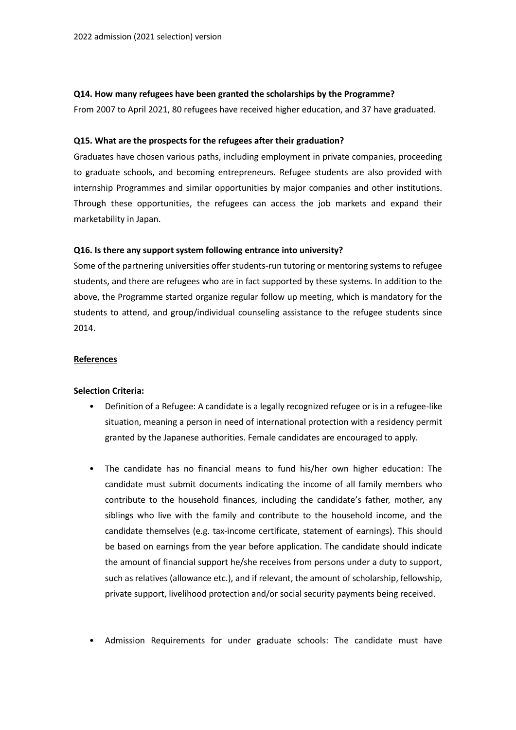**Q14. How many refugees have been granted the scholarships by the Programme?**

From 2007 to April 2021, 80 refugees have received higher education, and 37 have graduated.

**Q15. What are the prospects for the refugees after their graduation?**

Graduates have chosen various paths, including employment in private companies, proceeding to graduate schools, and becoming entrepreneurs. Refugee students are also provided with internship Programmes and similar opportunities by major companies and other institutions. Through these opportunities, the refugees can access the job markets and expand their marketability in Japan.

**Q16. Is there any support system following entrance into university?**

Some of the partnering universities offer students-run tutoring or mentoring systems to refugee students, and there are refugees who are in fact supported by these systems. In addition to the above, the Programme started organize regular follow up meeting, which is mandatory for the students to attend, and group/individual counseling assistance to the refugee students since 2014.

**References**

**Selection Criteria:**

- Definition of a Refugee: A candidate is a legally recognized refugee or is in a refugee-like situation, meaning a person in need of international protection with a residency permit granted by the Japanese authorities. Female candidates are encouraged to apply.

- The candidate has no financial means to fund his/her own higher education: The candidate must submit documents indicating the income of all family members who contribute to the household finances, including the candidate's father, mother, any siblings who live with the family and contribute to the household income, and the candidate themselves (e.g. tax-income certificate, statement of earnings). This should be based on earnings from the year before application. The candidate should indicate the amount of financial support he/she receives from persons under a duty to support, such as relatives (allowance etc.), and if relevant, the amount of scholarship, fellowship, private support, livelihood protection and/or social security payments being received.

- Admission Requirements for under graduate schools: The candidate must have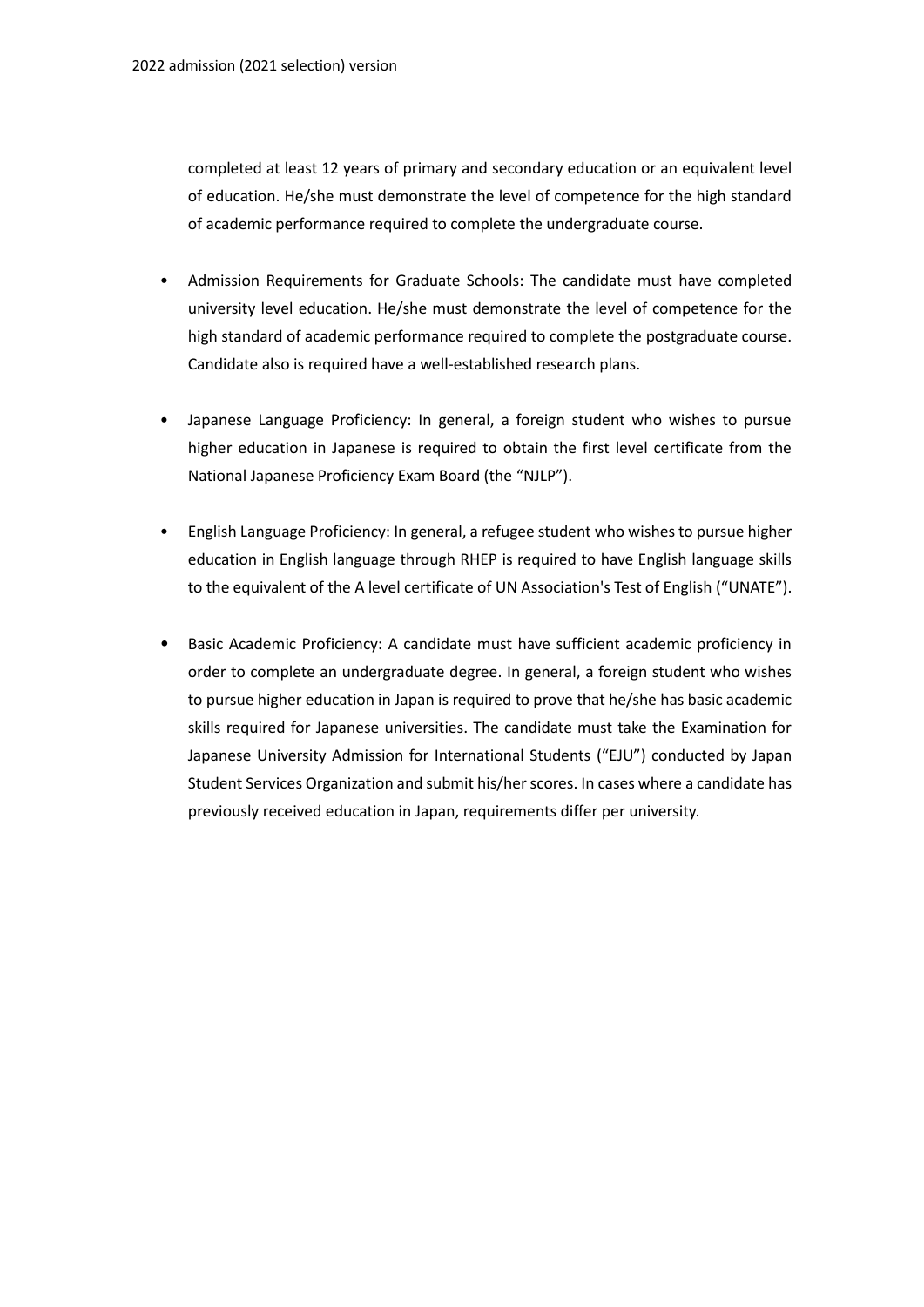completed at least 12 years of primary and secondary education or an equivalent level of education. He/she must demonstrate the level of competence for the high standard of academic performance required to complete the undergraduate course.

- Admission Requirements for Graduate Schools: The candidate must have completed university level education. He/she must demonstrate the level of competence for the high standard of academic performance required to complete the postgraduate course. Candidate also is required have a well-established research plans.

- Japanese Language Proficiency: In general, a foreign student who wishes to pursue higher education in Japanese is required to obtain the first level certificate from the National Japanese Proficiency Exam Board (the “NJLP”).

- English Language Proficiency: In general, a refugee student who wishes to pursue higher education in English language through RHEP is required to have English language skills to the equivalent of the A level certificate of UN Association's Test of English (“UNATE”).

- Basic Academic Proficiency: A candidate must have sufficient academic proficiency in order to complete an undergraduate degree. In general, a foreign student who wishes to pursue higher education in Japan is required to prove that he/she has basic academic skills required for Japanese universities. The candidate must take the Examination for Japanese University Admission for International Students (“EJU”) conducted by Japan Student Services Organization and submit his/her scores. In cases where a candidate has previously received education in Japan, requirements differ per university.